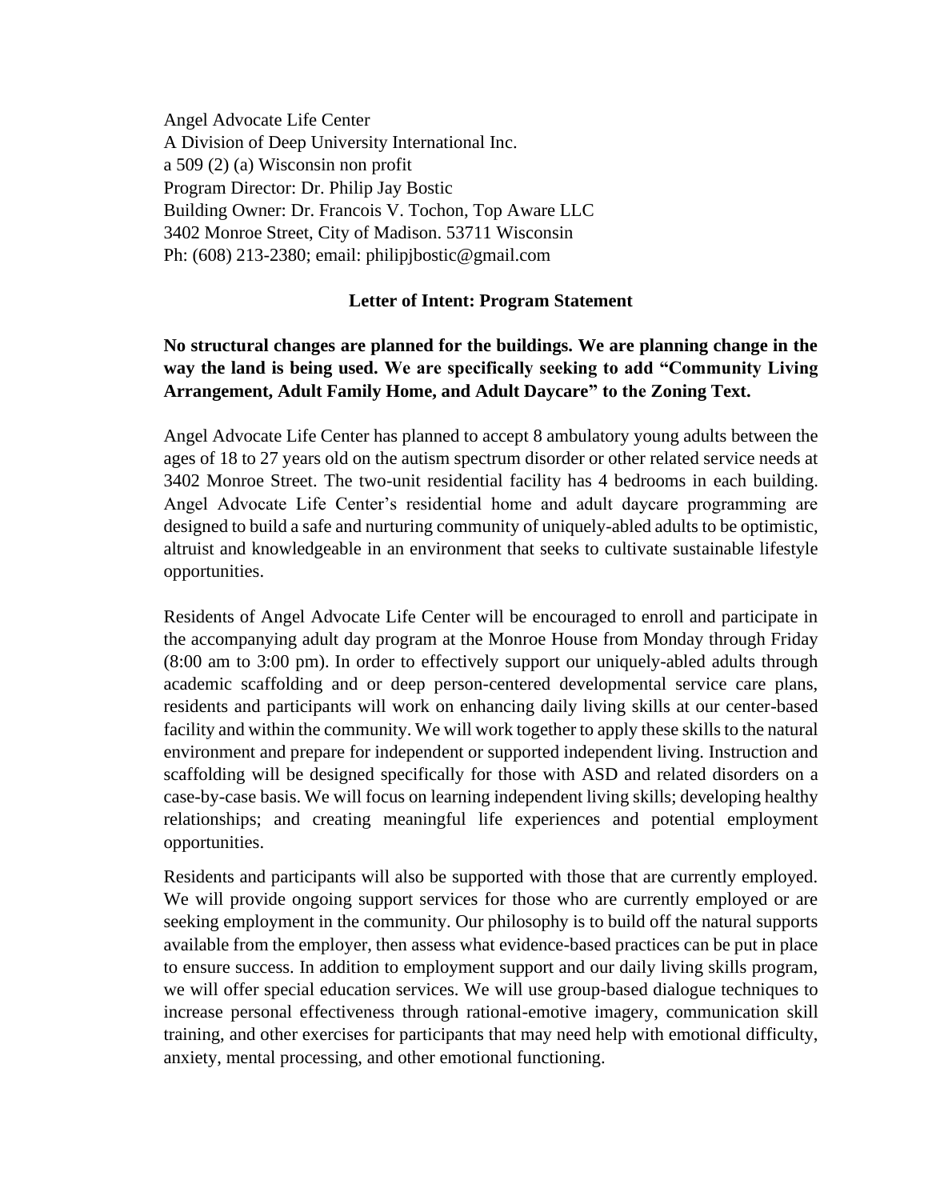Angel Advocate Life Center
A Division of Deep University International Inc.
a 509 (2) (a) Wisconsin non profit
Program Director: Dr. Philip Jay Bostic
Building Owner: Dr. Francois V. Tochon, Top Aware LLC
3402 Monroe Street, City of Madison. 53711 Wisconsin
Ph: (608) 213-2380; email: philipjbostic@gmail.com

**Letter of Intent: Program Statement**

**No structural changes are planned for the buildings. We are planning change in the way the land is being used. We are specifically seeking to add "Community Living Arrangement, Adult Family Home, and Adult Daycare" to the Zoning Text.**

Angel Advocate Life Center has planned to accept 8 ambulatory young adults between the ages of 18 to 27 years old on the autism spectrum disorder or other related service needs at 3402 Monroe Street. The two-unit residential facility has 4 bedrooms in each building. Angel Advocate Life Center's residential home and adult daycare programming are designed to build a safe and nurturing community of uniquely-abled adults to be optimistic, altruist and knowledgeable in an environment that seeks to cultivate sustainable lifestyle opportunities.

Residents of Angel Advocate Life Center will be encouraged to enroll and participate in the accompanying adult day program at the Monroe House from Monday through Friday (8:00 am to 3:00 pm). In order to effectively support our uniquely-abled adults through academic scaffolding and or deep person-centered developmental service care plans, residents and participants will work on enhancing daily living skills at our center-based facility and within the community. We will work together to apply these skills to the natural environment and prepare for independent or supported independent living. Instruction and scaffolding will be designed specifically for those with ASD and related disorders on a case-by-case basis. We will focus on learning independent living skills; developing healthy relationships; and creating meaningful life experiences and potential employment opportunities.

Residents and participants will also be supported with those that are currently employed. We will provide ongoing support services for those who are currently employed or are seeking employment in the community. Our philosophy is to build off the natural supports available from the employer, then assess what evidence-based practices can be put in place to ensure success. In addition to employment support and our daily living skills program, we will offer special education services. We will use group-based dialogue techniques to increase personal effectiveness through rational-emotive imagery, communication skill training, and other exercises for participants that may need help with emotional difficulty, anxiety, mental processing, and other emotional functioning.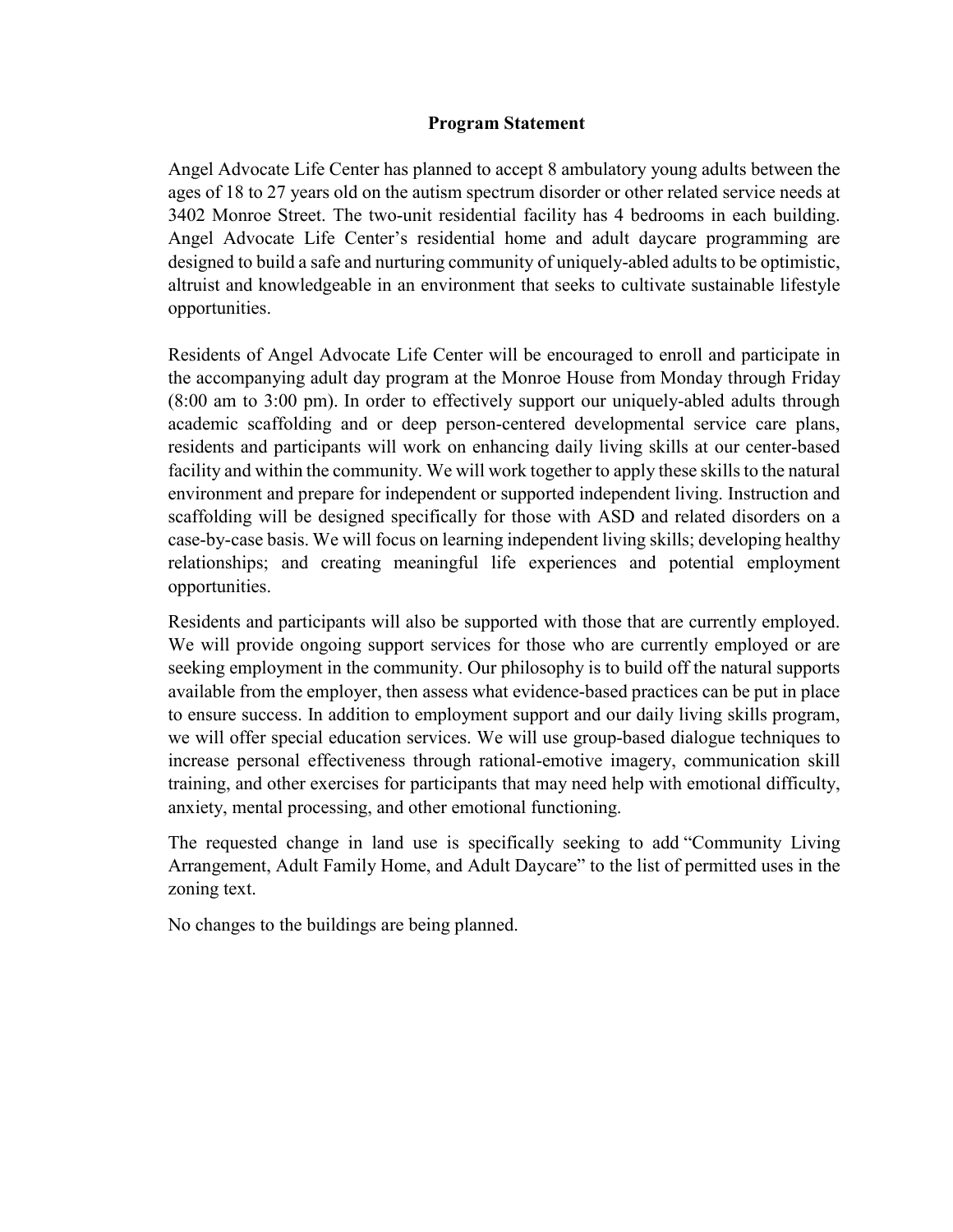**Program Statement**

Angel Advocate Life Center has planned to accept 8 ambulatory young adults between the ages of 18 to 27 years old on the autism spectrum disorder or other related service needs at 3402 Monroe Street. The two-unit residential facility has 4 bedrooms in each building. Angel Advocate Life Center's residential home and adult daycare programming are designed to build a safe and nurturing community of uniquely-abled adults to be optimistic, altruist and knowledgeable in an environment that seeks to cultivate sustainable lifestyle opportunities.

Residents of Angel Advocate Life Center will be encouraged to enroll and participate in the accompanying adult day program at the Monroe House from Monday through Friday (8:00 am to 3:00 pm). In order to effectively support our uniquely-abled adults through academic scaffolding and or deep person-centered developmental service care plans, residents and participants will work on enhancing daily living skills at our center-based facility and within the community. We will work together to apply these skills to the natural environment and prepare for independent or supported independent living. Instruction and scaffolding will be designed specifically for those with ASD and related disorders on a case-by-case basis. We will focus on learning independent living skills; developing healthy relationships; and creating meaningful life experiences and potential employment opportunities.

Residents and participants will also be supported with those that are currently employed. We will provide ongoing support services for those who are currently employed or are seeking employment in the community. Our philosophy is to build off the natural supports available from the employer, then assess what evidence-based practices can be put in place to ensure success. In addition to employment support and our daily living skills program, we will offer special education services. We will use group-based dialogue techniques to increase personal effectiveness through rational-emotive imagery, communication skill training, and other exercises for participants that may need help with emotional difficulty, anxiety, mental processing, and other emotional functioning.

The requested change in land use is specifically seeking to add "Community Living Arrangement, Adult Family Home, and Adult Daycare" to the list of permitted uses in the zoning text.

No changes to the buildings are being planned.